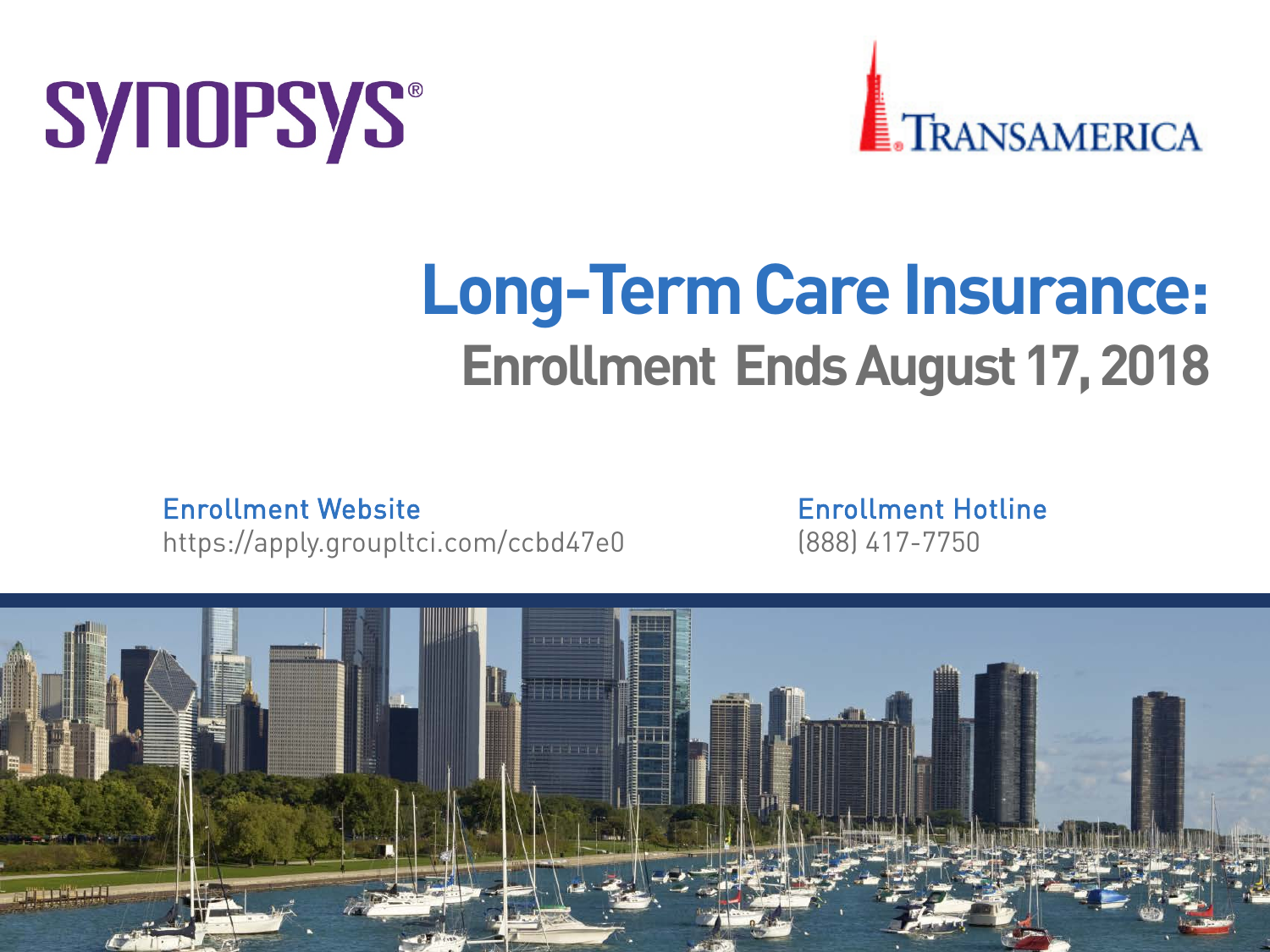SYNOPSYS®

TRANSAMERICA

# Long-Term Care Insurance:

## Enrollment Ends August 17, 2018

**Enrollment Website**
https://apply.groupltci.com/ccbd47e0

**Enrollment Hotline**
(888) 417-7750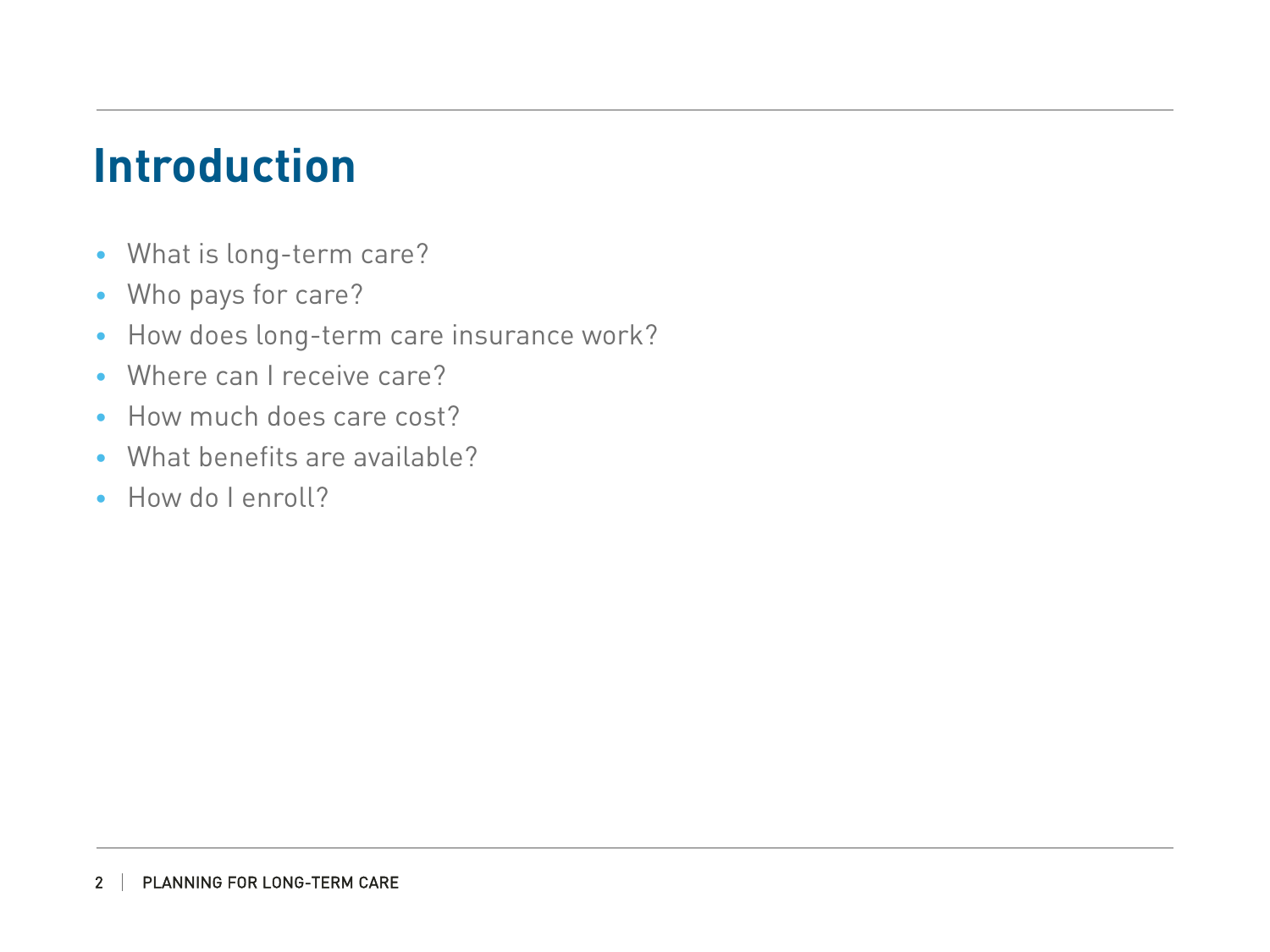# Introduction

- What is long-term care?
- Who pays for care?
- How does long-term care insurance work?
- Where can I receive care?
- How much does care cost?
- What benefits are available?
- How do I enroll?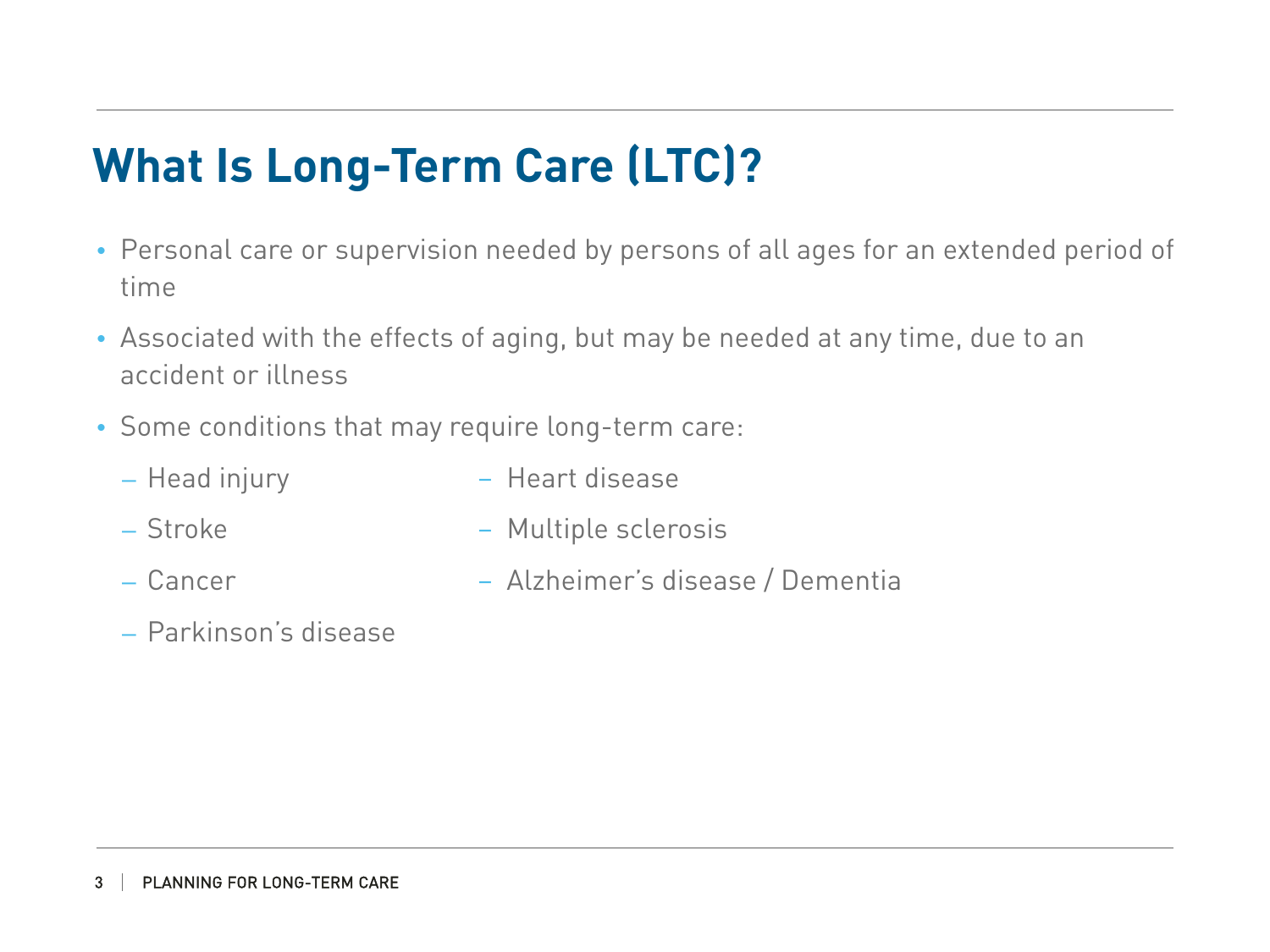# What Is Long-Term Care (LTC)?

- Personal care or supervision needed by persons of all ages for an extended period of time
- Associated with the effects of aging, but may be needed at any time, due to an accident or illness
- Some conditions that may require long-term care:
  - Head injury
  - Stroke
  - Cancer
  - Parkinson's disease
  - Heart disease
  - Multiple sclerosis
  - Alzheimer's disease / Dementia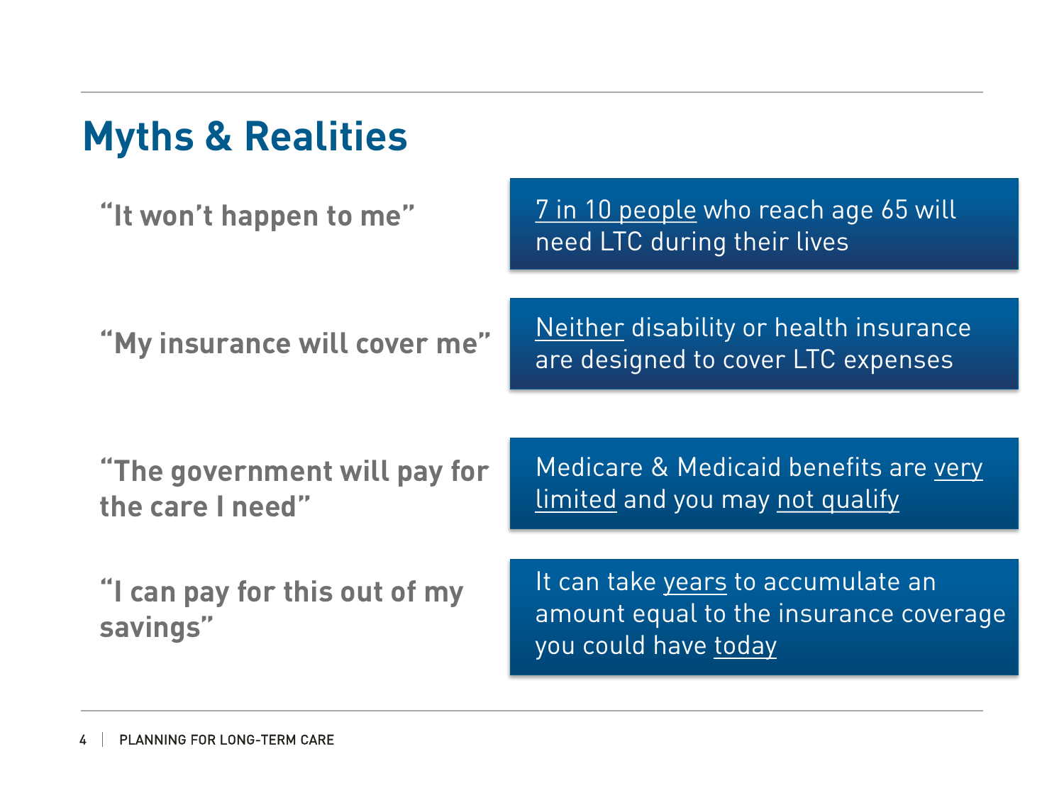# Myths & Realities

| Myth | Reality |
|---|---|
| **"It won't happen to me"** | 7 in 10 people who reach age 65 will need LTC during their lives |
| **"My insurance will cover me"** | Neither disability or health insurance are designed to cover LTC expenses |
| **"The government will pay for the care I need"** | Medicare & Medicaid benefits are very limited and you may not qualify |
| **"I can pay for this out of my savings"** | It can take years to accumulate an amount equal to the insurance coverage you could have today |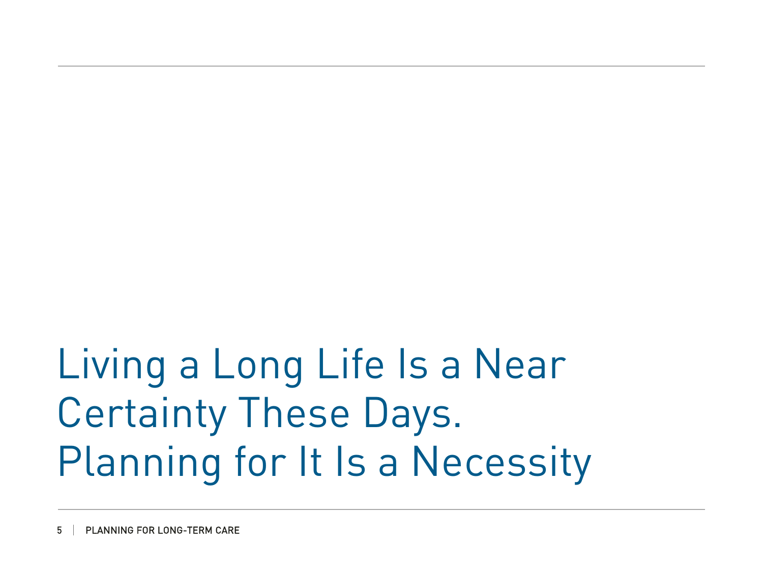# Living a Long Life Is a Near Certainty These Days. Planning for It Is a Necessity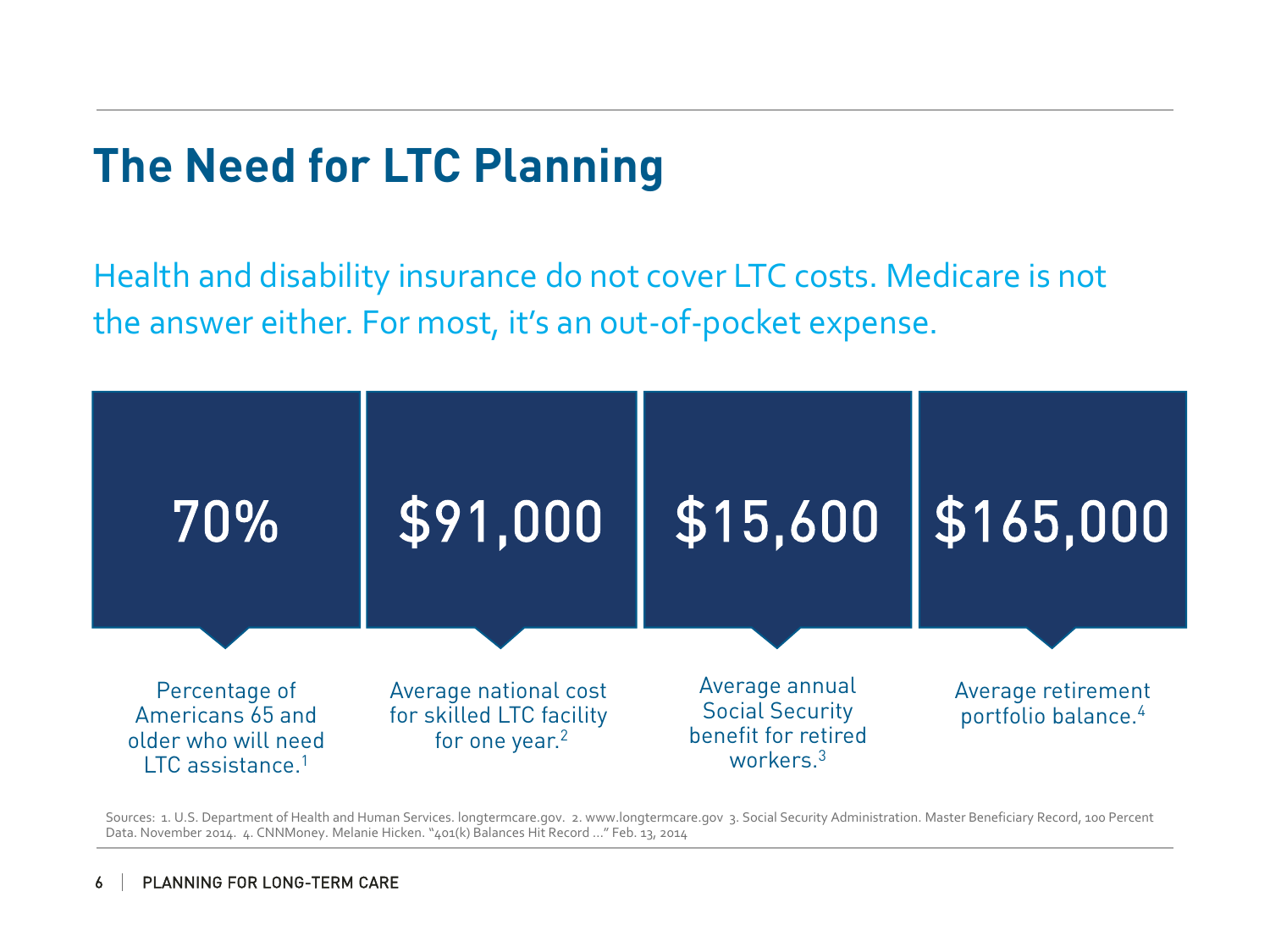## The Need for LTC Planning

Health and disability insurance do not cover LTC costs. Medicare is not the answer either. For most, it's an out-of-pocket expense.

**70%**

Percentage of Americans 65 and older who will need LTC assistance.[1]

**$91,000**

Average national cost for skilled LTC facility for one year.[2]

**$15,600**

Average annual Social Security benefit for retired workers.[3]

**$165,000**

Average retirement portfolio balance.[4]

Sources: 1. U.S. Department of Health and Human Services. longtermcare.gov. 2. www.longtermcare.gov 3. Social Security Administration. Master Beneficiary Record, 100 Percent Data. November 2014. 4. CNNMoney. Melanie Hicken. "401(k) Balances Hit Record ..." Feb. 13, 2014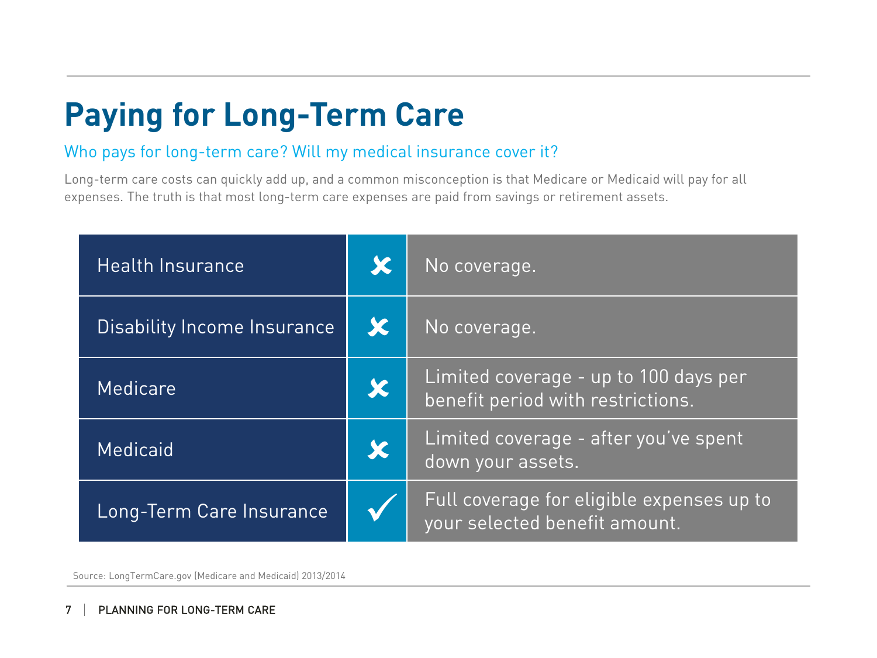# Paying for Long-Term Care

## Who pays for long-term care? Will my medical insurance cover it?

Long-term care costs can quickly add up, and a common misconception is that Medicare or Medicaid will pay for all expenses. The truth is that most long-term care expenses are paid from savings or retirement assets.

| Coverage Type | Covered | Details |
|---|---|---|
| Health Insurance | ✗ | No coverage. |
| Disability Income Insurance | ✗ | No coverage. |
| Medicare | ✗ | Limited coverage - up to 100 days per benefit period with restrictions. |
| Medicaid | ✗ | Limited coverage - after you've spent down your assets. |
| Long-Term Care Insurance | ✓ | Full coverage for eligible expenses up to your selected benefit amount. |

Source: LongTermCare.gov (Medicare and Medicaid) 2013/2014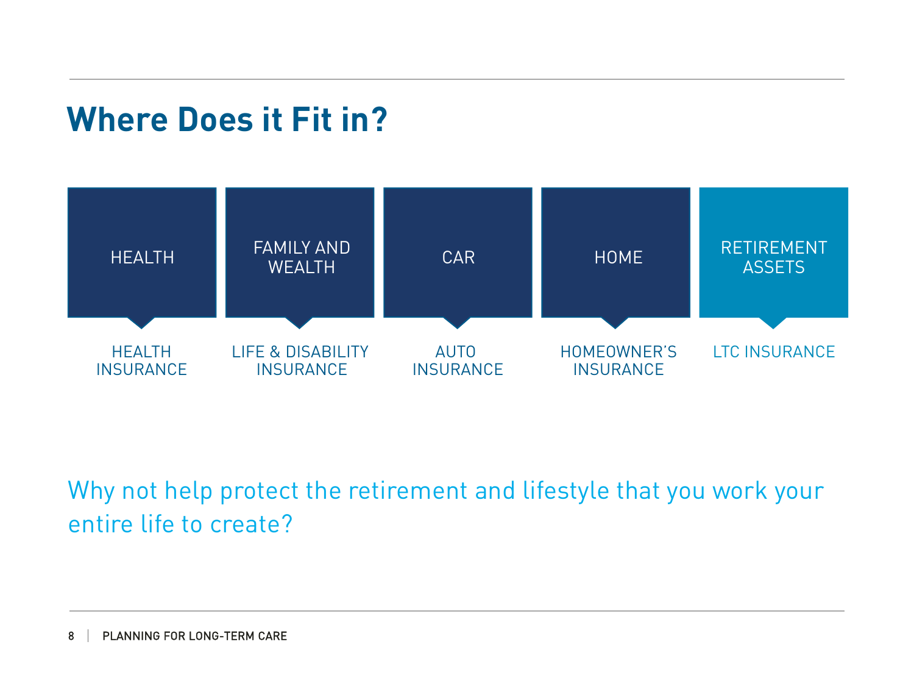## Where Does it Fit in?

| HEALTH | FAMILY AND WEALTH | CAR | HOME | RETIREMENT ASSETS |
|---|---|---|---|---|
| HEALTH INSURANCE | LIFE & DISABILITY INSURANCE | AUTO INSURANCE | HOMEOWNER'S INSURANCE | LTC INSURANCE |

Why not help protect the retirement and lifestyle that you work your entire life to create?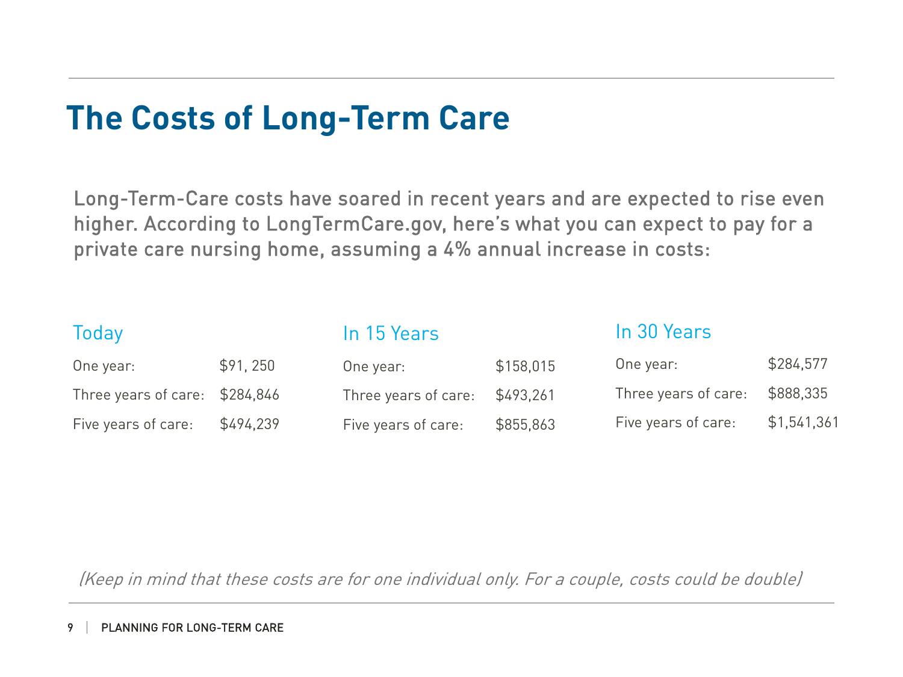# The Costs of Long-Term Care

Long-Term-Care costs have soared in recent years and are expected to rise even higher. According to LongTermCare.gov, here's what you can expect to pay for a private care nursing home, assuming a 4% annual increase in costs:

### Today

| | |
|---|---|
| One year: | $91, 250 |
| Three years of care: | $284,846 |
| Five years of care: | $494,239 |

### In 15 Years

| | |
|---|---|
| One year: | $158,015 |
| Three years of care: | $493,261 |
| Five years of care: | $855,863 |

### In 30 Years

| | |
|---|---|
| One year: | $284,577 |
| Three years of care: | $888,335 |
| Five years of care: | $1,541,361 |

*(Keep in mind that these costs are for one individual only. For a couple, costs could be double)*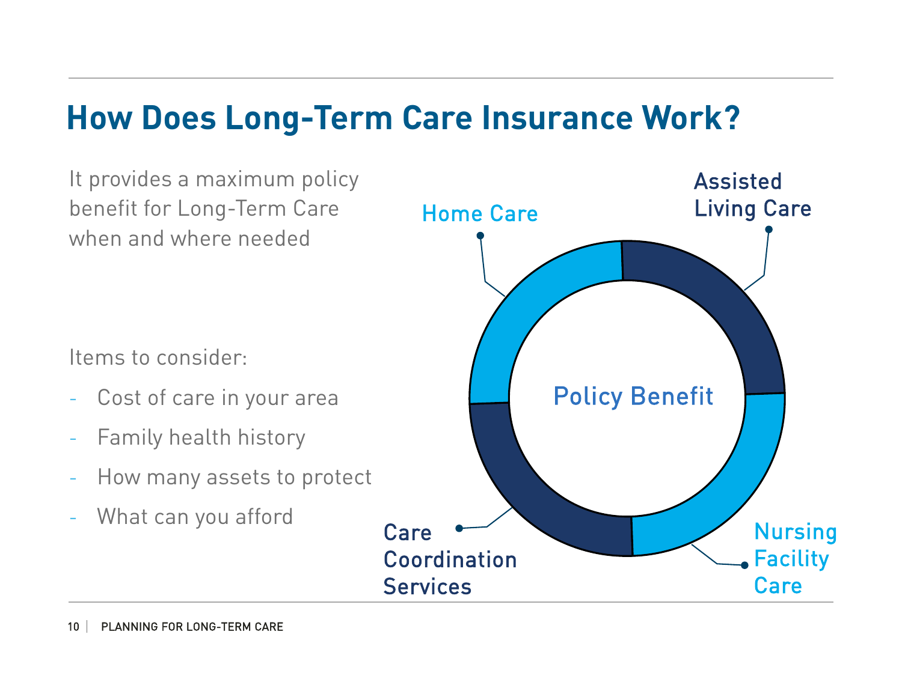# How Does Long-Term Care Insurance Work?

It provides a maximum policy benefit for Long-Term Care when and where needed

Items to consider:

- Cost of care in your area
- Family health history
- How many assets to protect
- What can you afford

Policy Benefit

- Home Care
- Assisted Living Care
- Nursing Facility Care
- Care Coordination Services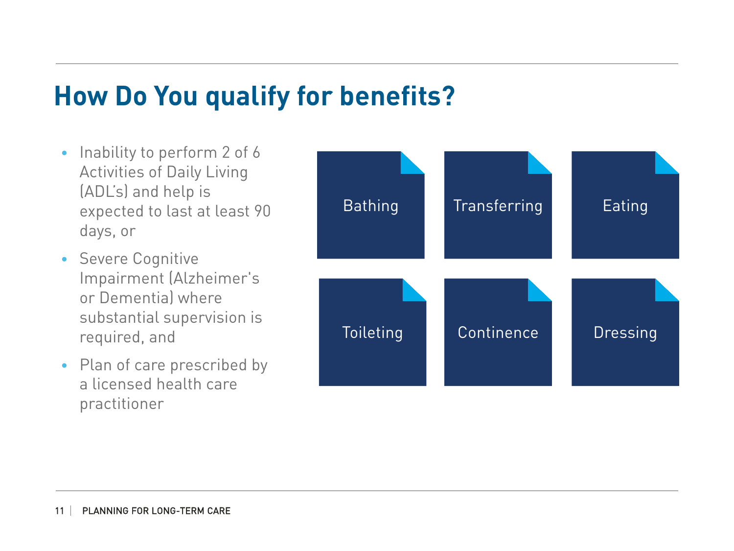## How Do You qualify for benefits?

- Inability to perform 2 of 6 Activities of Daily Living (ADL's) and help is expected to last at least 90 days, or
- Severe Cognitive Impairment (Alzheimer's or Dementia) where substantial supervision is required, and
- Plan of care prescribed by a licensed health care practitioner

| | | |
|---|---|---|
| Bathing | Transferring | Eating |
| Toileting | Continence | Dressing |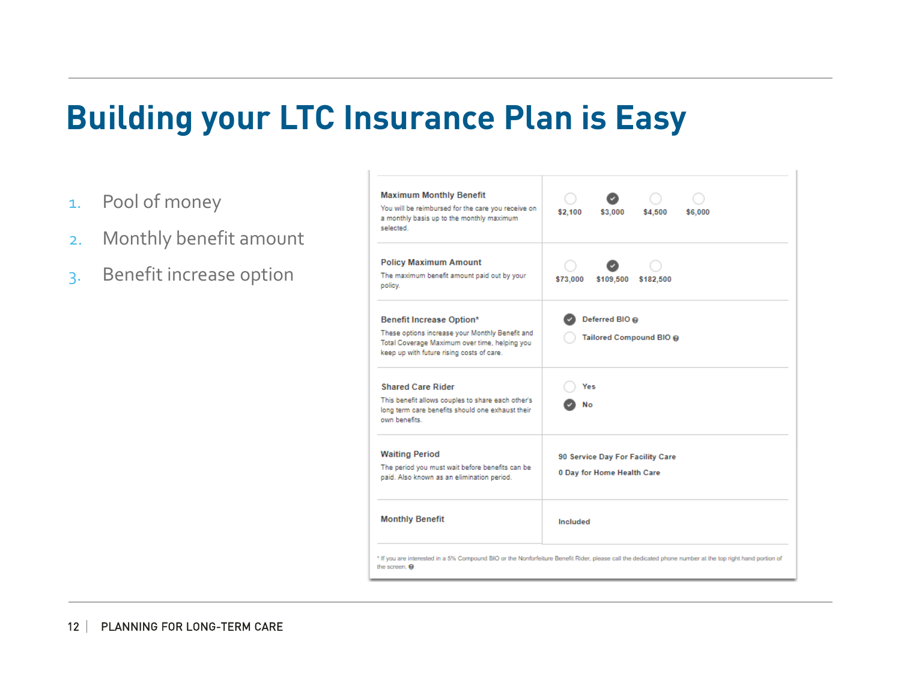# Building your LTC Insurance Plan is Easy

1. Pool of money
2. Monthly benefit amount
3. Benefit increase option

| Option | Selection |
|---|---|
| **Maximum Monthly Benefit**<br>You will be reimbursed for the care you receive on a monthly basis up to the monthly maximum selected. | ○ $2,100 ● $3,000 ○ $4,500 ○ $6,000 |
| **Policy Maximum Amount**<br>The maximum benefit amount paid out by your policy. | ○ $73,000 ● $109,500 ○ $182,500 |
| **Benefit Increase Option***<br>These options increase your Monthly Benefit and Total Coverage Maximum over time, helping you keep up with future rising costs of care. | ● Deferred BIO<br>○ Tailored Compound BIO |
| **Shared Care Rider**<br>This benefit allows couples to share each other's long term care benefits should one exhaust their own benefits. | ○ Yes<br>● No |
| **Waiting Period**<br>The period you must wait before benefits can be paid. Also known as an elimination period. | 90 Service Day For Facility Care<br>0 Day for Home Health Care |
| **Monthly Benefit** | Included |

* If you are interested in a 5% Compound BIO or the Nonforfeiture Benefit Rider, please call the dedicated phone number at the top right hand portion of the screen.

PLANNING FOR LONG-TERM CARE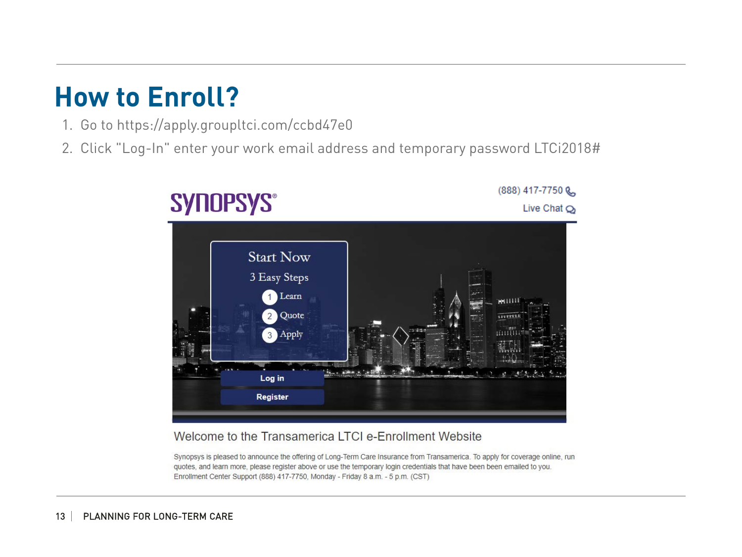# How to Enroll?

1. Go to https://apply.groupltci.com/ccbd47e0
2. Click "Log-In" enter your work email address and temporary password LTCi2018#

SYNOPSYS®

(888) 417-7750

Live Chat

Start Now

3 Easy Steps

1 Learn

2 Quote

3 Apply

Log in

Register

Welcome to the Transamerica LTCI e-Enrollment Website

Synopsys is pleased to announce the offering of Long-Term Care Insurance from Transamerica. To apply for coverage online, run quotes, and learn more, please register above or use the temporary login credentials that have been been emailed to you. Enrollment Center Support (888) 417-7750, Monday - Friday 8 a.m. - 5 p.m. (CST)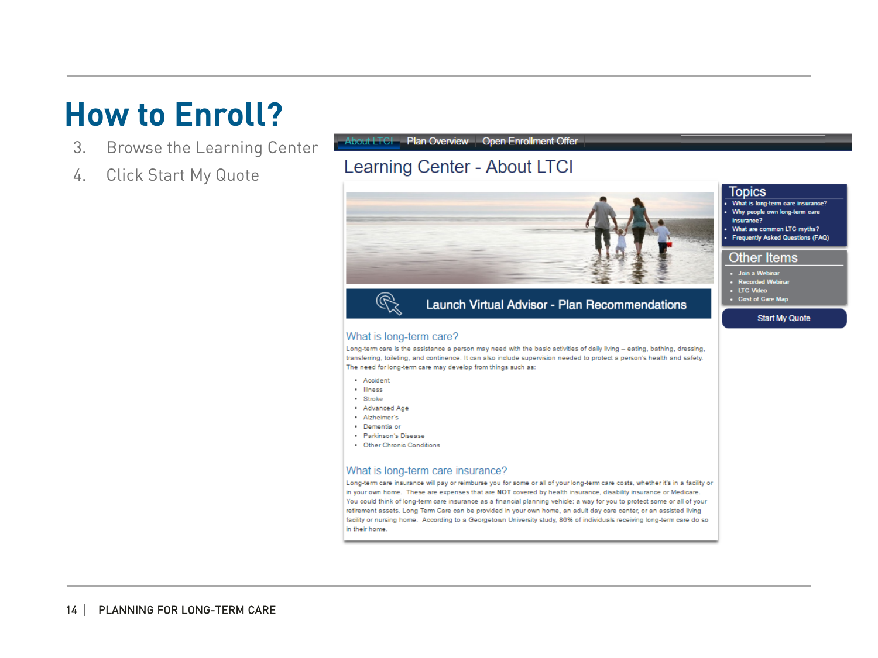# How to Enroll?

3. Browse the Learning Center
4. Click Start My Quote

About LTCI | Plan Overview | Open Enrollment Offer

## Learning Center - About LTCI

Launch Virtual Advisor - Plan Recommendations

### What is long-term care?

Long-term care is the assistance a person may need with the basic activities of daily living – eating, bathing, dressing, transferring, toileting, and continence. It can also include supervision needed to protect a person's health and safety. The need for long-term care may develop from things such as:

- Accident
- Illness
- Stroke
- Advanced Age
- Alzheimer's
- Dementia or
- Parkinson's Disease
- Other Chronic Conditions

### What is long-term care insurance?

Long-term care insurance will pay or reimburse you for some or all of your long-term care costs, whether it's in a facility or in your own home. These are expenses that are **NOT** covered by health insurance, disability insurance or Medicare. You could think of long-term care insurance as a financial planning vehicle; a way for you to protect some or all of your retirement assets. Long Term Care can be provided in your own home, an adult day care center, or an assisted living facility or nursing home. According to a Georgetown University study, 86% of individuals receiving long-term care do so in their home.

**Topics**

- What is long-term care insurance?
- Why people own long-term care insurance?
- What are common LTC myths?
- Frequently Asked Questions (FAQ)

**Other Items**

- Join a Webinar
- Recorded Webinar
- LTC Video
- Cost of Care Map

Start My Quote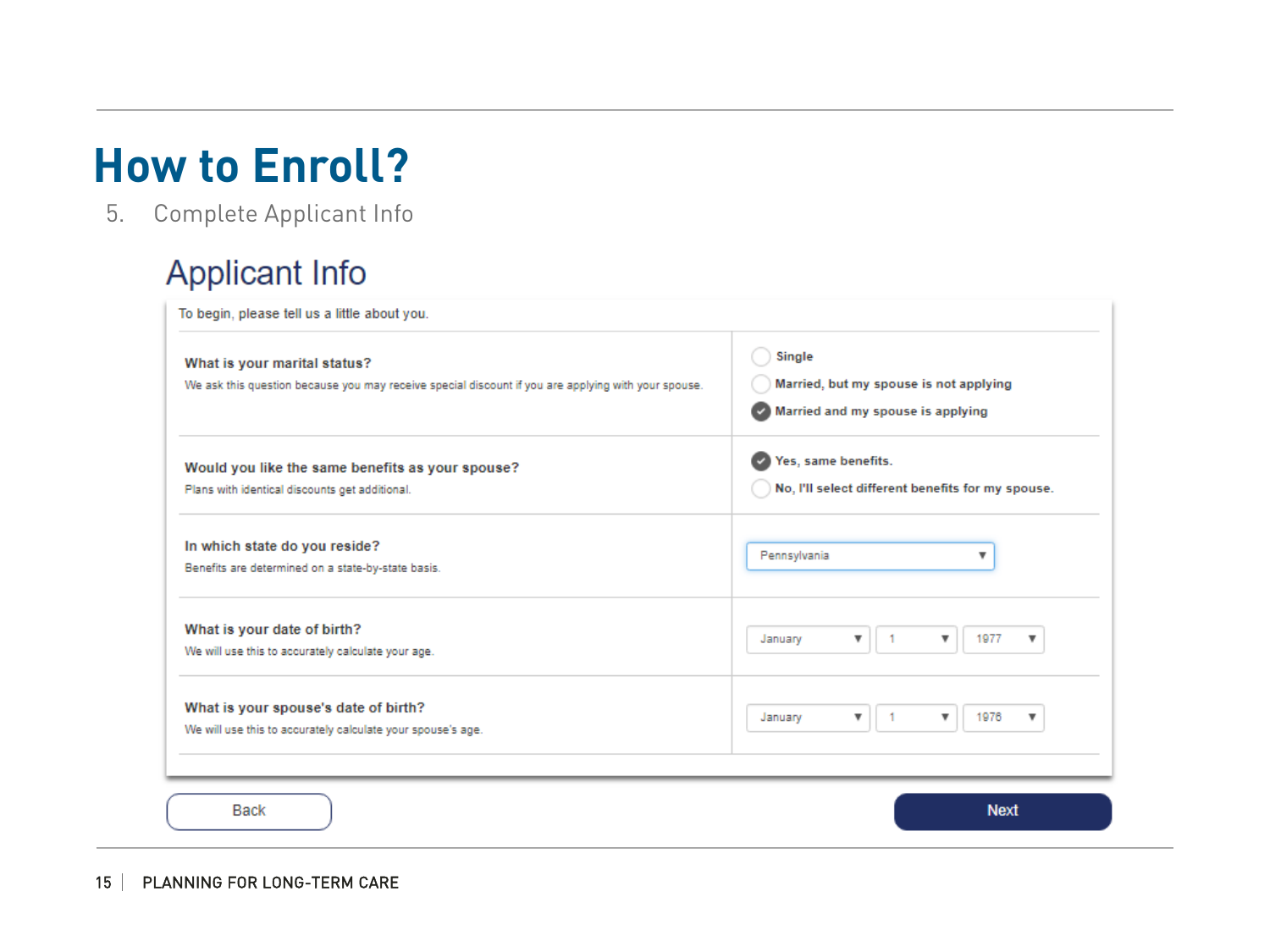# How to Enroll?

5. Complete Applicant Info

## Applicant Info

To begin, please tell us a little about you.

| | |
|---|---|
| **What is your marital status?**<br>We ask this question because you may receive special discount if you are applying with your spouse. | ○ Single<br>○ Married, but my spouse is not applying<br>● Married and my spouse is applying |
| **Would you like the same benefits as your spouse?**<br>Plans with identical discounts get additional. | ● Yes, same benefits.<br>○ No, I'll select different benefits for my spouse. |
| **In which state do you reside?**<br>Benefits are determined on a state-by-state basis. | Pennsylvania ▾ |
| **What is your date of birth?**<br>We will use this to accurately calculate your age. | January ▾ 1 ▾ 1977 ▾ |
| **What is your spouse's date of birth?**<br>We will use this to accurately calculate your spouse's age. | January ▾ 1 ▾ 1976 ▾ |

Back    Next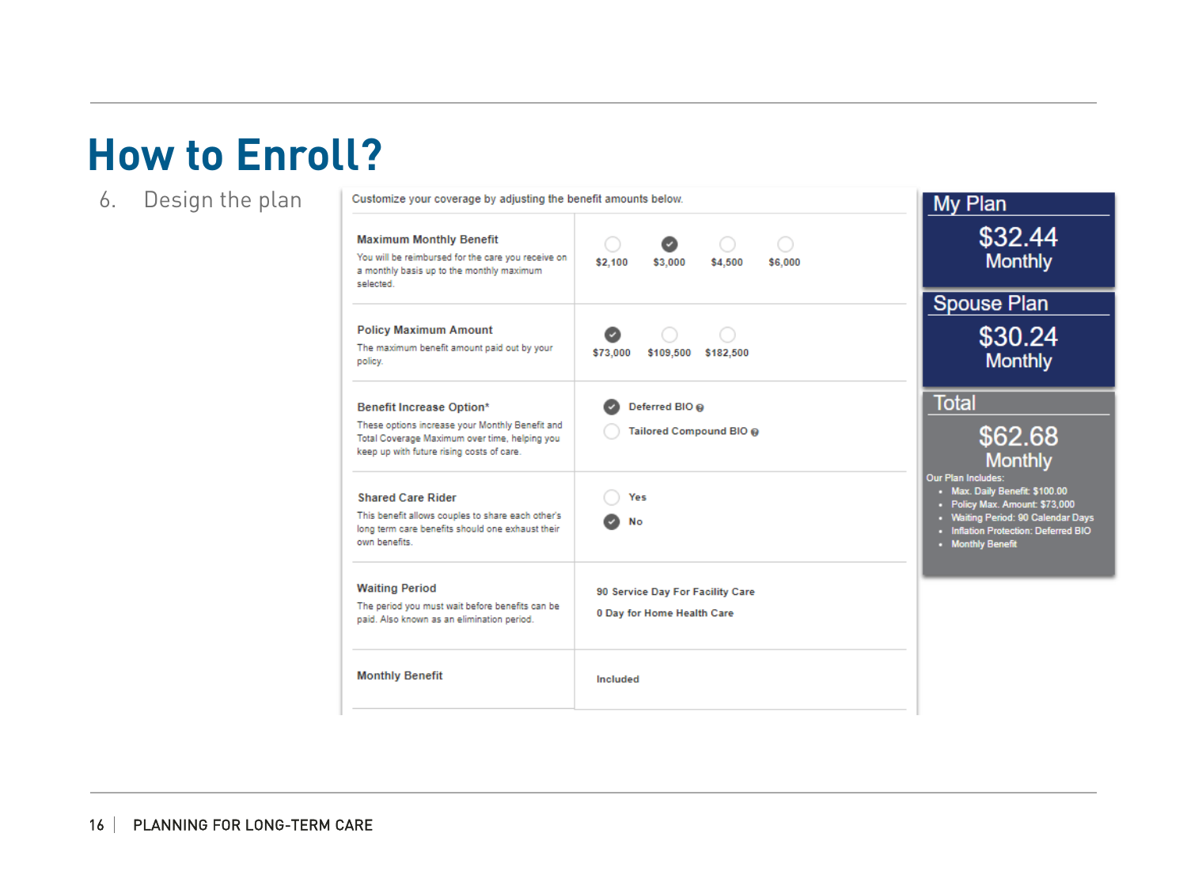# How to Enroll?

6. Design the plan

Customize your coverage by adjusting the benefit amounts below.

| | |
|---|---|
| **Maximum Monthly Benefit**<br>You will be reimbursed for the care you receive on a monthly basis up to the monthly maximum selected. | ○ $2,100 ● $3,000 ○ $4,500 ○ $6,000 |
| **Policy Maximum Amount**<br>The maximum benefit amount paid out by your policy. | ● $73,000 ○ $109,500 ○ $182,500 |
| **Benefit Increase Option***<br>These options increase your Monthly Benefit and Total Coverage Maximum over time, helping you keep up with future rising costs of care. | ● Deferred BIO<br>○ Tailored Compound BIO |
| **Shared Care Rider**<br>This benefit allows couples to share each other's long term care benefits should one exhaust their own benefits. | ○ Yes<br>● No |
| **Waiting Period**<br>The period you must wait before benefits can be paid. Also known as an elimination period. | 90 Service Day For Facility Care<br>0 Day for Home Health Care |
| **Monthly Benefit** | Included |

**My Plan**
$32.44
Monthly

**Spouse Plan**
$30.24
Monthly

**Total**
$62.68
Monthly

Our Plan Includes:
- Max. Daily Benefit: $100.00
- Policy Max. Amount: $73,000
- Waiting Period: 90 Calendar Days
- Inflation Protection: Deferred BIO
- Monthly Benefit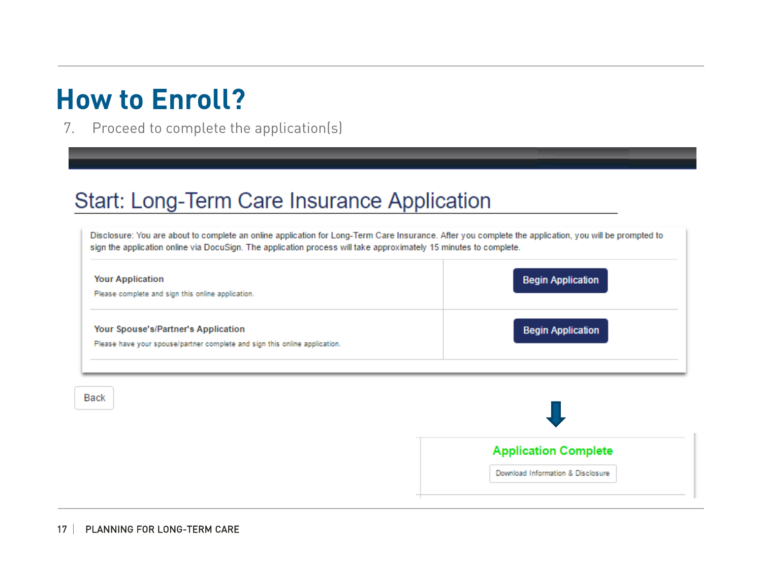# How to Enroll?

7. Proceed to complete the application(s)

## Start: Long-Term Care Insurance Application

Disclosure: You are about to complete an online application for Long-Term Care Insurance. After you complete the application, you will be prompted to sign the application online via DocuSign. The application process will take approximately 15 minutes to complete.

| | |
|---|---|
| **Your Application**<br>Please complete and sign this online application. | Begin Application |
| **Your Spouse's/Partner's Application**<br>Please have your spouse/partner complete and sign this online application. | Begin Application |

Back

**Application Complete**

Download Information & Disclosure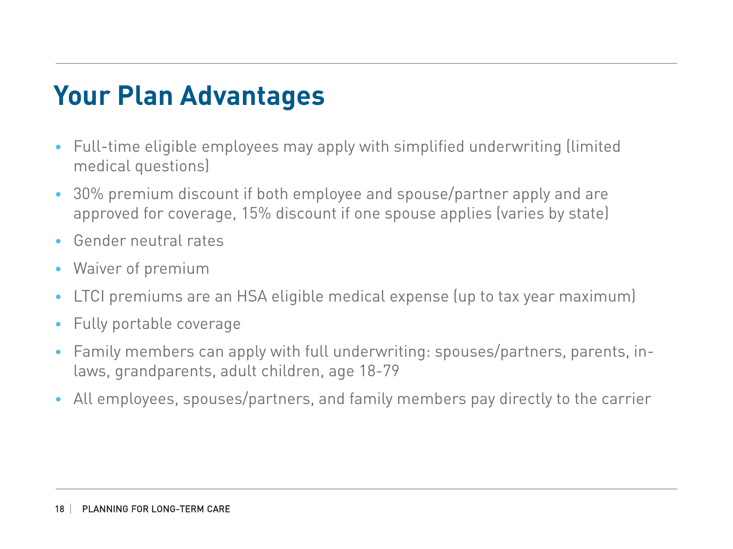# Your Plan Advantages

- Full-time eligible employees may apply with simplified underwriting (limited medical questions)
- 30% premium discount if both employee and spouse/partner apply and are approved for coverage, 15% discount if one spouse applies (varies by state)
- Gender neutral rates
- Waiver of premium
- LTCI premiums are an HSA eligible medical expense (up to tax year maximum)
- Fully portable coverage
- Family members can apply with full underwriting: spouses/partners, parents, in-laws, grandparents, adult children, age 18-79
- All employees, spouses/partners, and family members pay directly to the carrier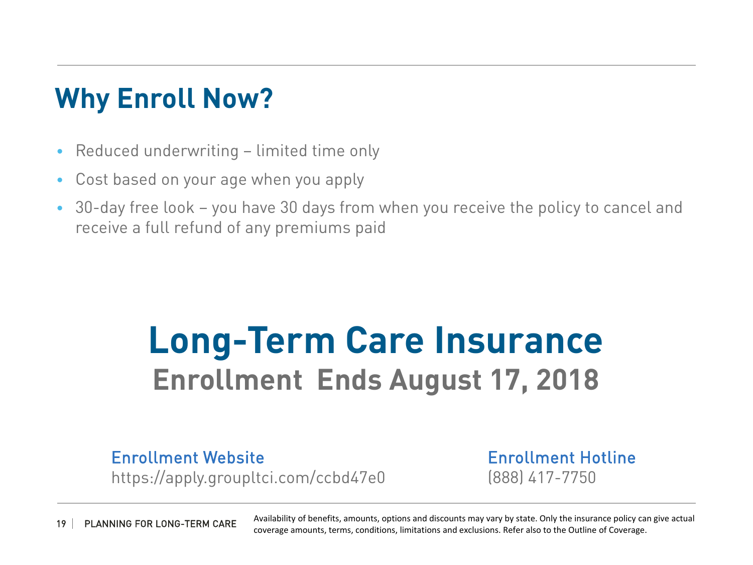## Why Enroll Now?

- Reduced underwriting – limited time only
- Cost based on your age when you apply
- 30-day free look – you have 30 days from when you receive the policy to cancel and receive a full refund of any premiums paid

# Long-Term Care Insurance

## Enrollment Ends August 17, 2018

**Enrollment Website**
https://apply.groupltci.com/ccbd47e0

**Enrollment Hotline**
(888) 417-7750

Availability of benefits, amounts, options and discounts may vary by state. Only the insurance policy can give actual coverage amounts, terms, conditions, limitations and exclusions. Refer also to the Outline of Coverage.